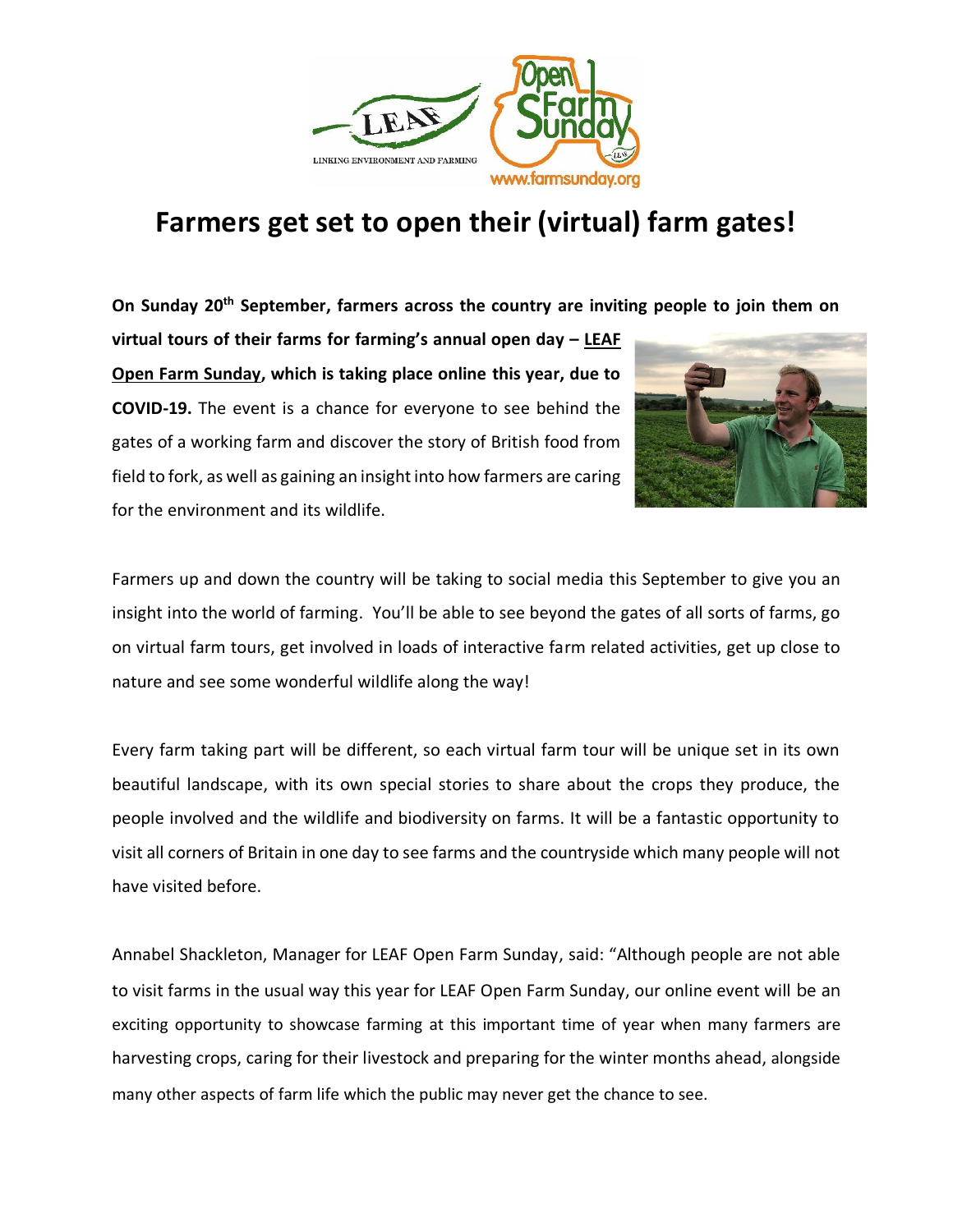# Farmers get set to open their (virtual) farm gates!

**On Sunday 20th September, farmers across the country are inviting people to join them on virtual tours of their farms for farming's annual open day – LEAF Open Farm Sunday, which is taking place online this year, due to COVID-19.** The event is a chance for everyone to see behind the gates of a working farm and discover the story of British food from field to fork, as well as gaining an insight into how farmers are caring for the environment and its wildlife.

Farmers up and down the country will be taking to social media this September to give you an insight into the world of farming. You'll be able to see beyond the gates of all sorts of farms, go on virtual farm tours, get involved in loads of interactive farm related activities, get up close to nature and see some wonderful wildlife along the way!

Every farm taking part will be different, so each virtual farm tour will be unique set in its own beautiful landscape, with its own special stories to share about the crops they produce, the people involved and the wildlife and biodiversity on farms. It will be a fantastic opportunity to visit all corners of Britain in one day to see farms and the countryside which many people will not have visited before.

Annabel Shackleton, Manager for LEAF Open Farm Sunday, said: "Although people are not able to visit farms in the usual way this year for LEAF Open Farm Sunday, our online event will be an exciting opportunity to showcase farming at this important time of year when many farmers are harvesting crops, caring for their livestock and preparing for the winter months ahead, alongside many other aspects of farm life which the public may never get the chance to see.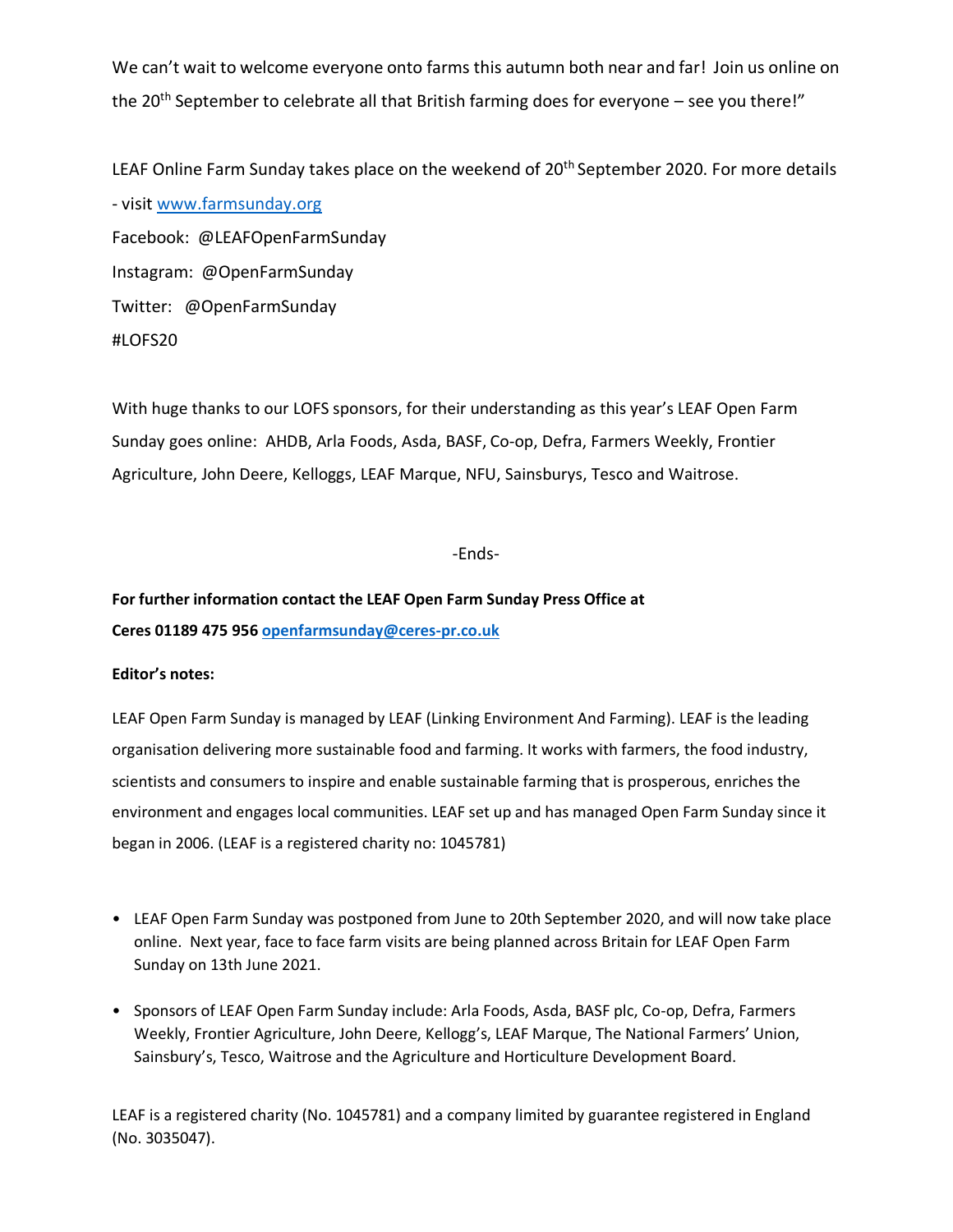We can't wait to welcome everyone onto farms this autumn both near and far! Join us online on the 20th September to celebrate all that British farming does for everyone – see you there!"

LEAF Online Farm Sunday takes place on the weekend of 20th September 2020. For more details - visit [www.farmsunday.org](http://www.farmsunday.org)

Facebook: @LEAFOpenFarmSunday

Instagram: @OpenFarmSunday

Twitter: @OpenFarmSunday

#LOFS20

With huge thanks to our LOFS sponsors, for their understanding as this year's LEAF Open Farm Sunday goes online: AHDB, Arla Foods, Asda, BASF, Co-op, Defra, Farmers Weekly, Frontier Agriculture, John Deere, Kelloggs, LEAF Marque, NFU, Sainsburys, Tesco and Waitrose.

-Ends-

**For further information contact the LEAF Open Farm Sunday Press Office at**

**Ceres 01189 475 956 [openfarmsunday@ceres-pr.co.uk](mailto:openfarmsunday@ceres-pr.co.uk)**

**Editor's notes:**

LEAF Open Farm Sunday is managed by LEAF (Linking Environment And Farming). LEAF is the leading organisation delivering more sustainable food and farming. It works with farmers, the food industry, scientists and consumers to inspire and enable sustainable farming that is prosperous, enriches the environment and engages local communities. LEAF set up and has managed Open Farm Sunday since it began in 2006. (LEAF is a registered charity no: 1045781)

- LEAF Open Farm Sunday was postponed from June to 20th September 2020, and will now take place online. Next year, face to face farm visits are being planned across Britain for LEAF Open Farm Sunday on 13th June 2021.
- Sponsors of LEAF Open Farm Sunday include: Arla Foods, Asda, BASF plc, Co-op, Defra, Farmers Weekly, Frontier Agriculture, John Deere, Kellogg's, LEAF Marque, The National Farmers' Union, Sainsbury's, Tesco, Waitrose and the Agriculture and Horticulture Development Board.

LEAF is a registered charity (No. 1045781) and a company limited by guarantee registered in England (No. 3035047).